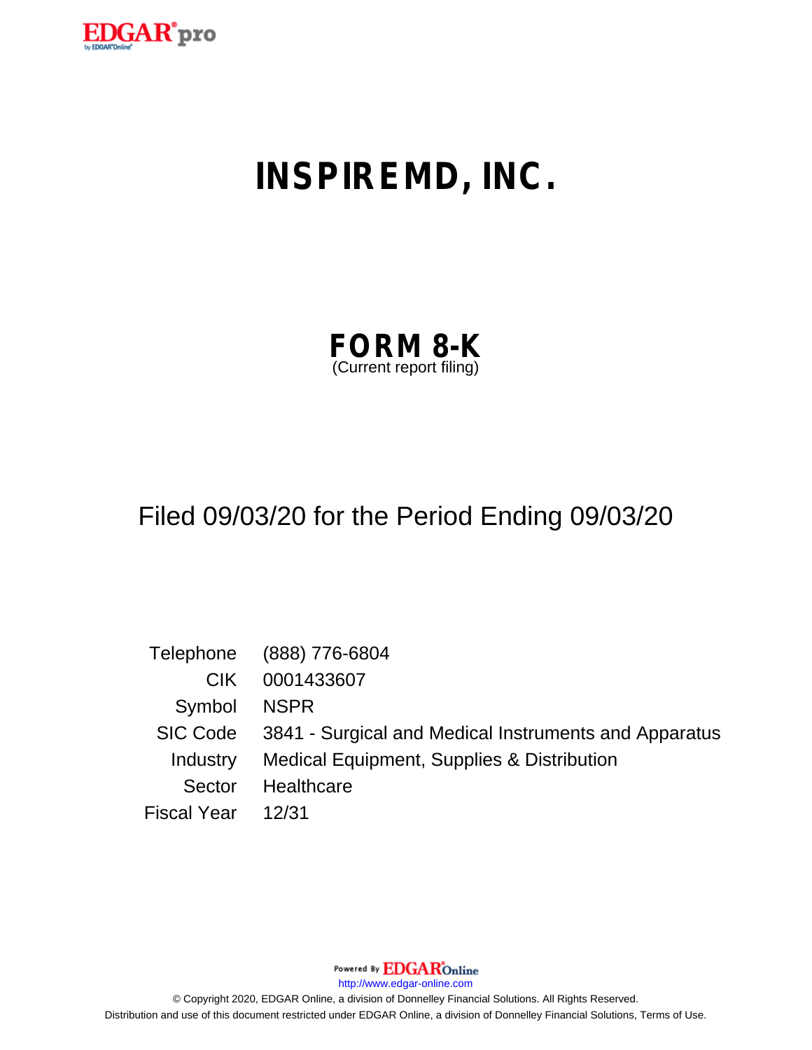# INSPIREMD, INC.

## FORM 8-K
(Current report filing)

Filed 09/03/20 for the Period Ending 09/03/20

| | |
|---|---|
| Telephone | (888) 776-6804 |
| CIK | 0001433607 |
| Symbol | NSPR |
| SIC Code | 3841 - Surgical and Medical Instruments and Apparatus |
| Industry | Medical Equipment, Supplies & Distribution |
| Sector | Healthcare |
| Fiscal Year | 12/31 |

Powered By EDGAR Online

http://www.edgar-online.com

© Copyright 2020, EDGAR Online, a division of Donnelley Financial Solutions. All Rights Reserved.
Distribution and use of this document restricted under EDGAR Online, a division of Donnelley Financial Solutions, Terms of Use.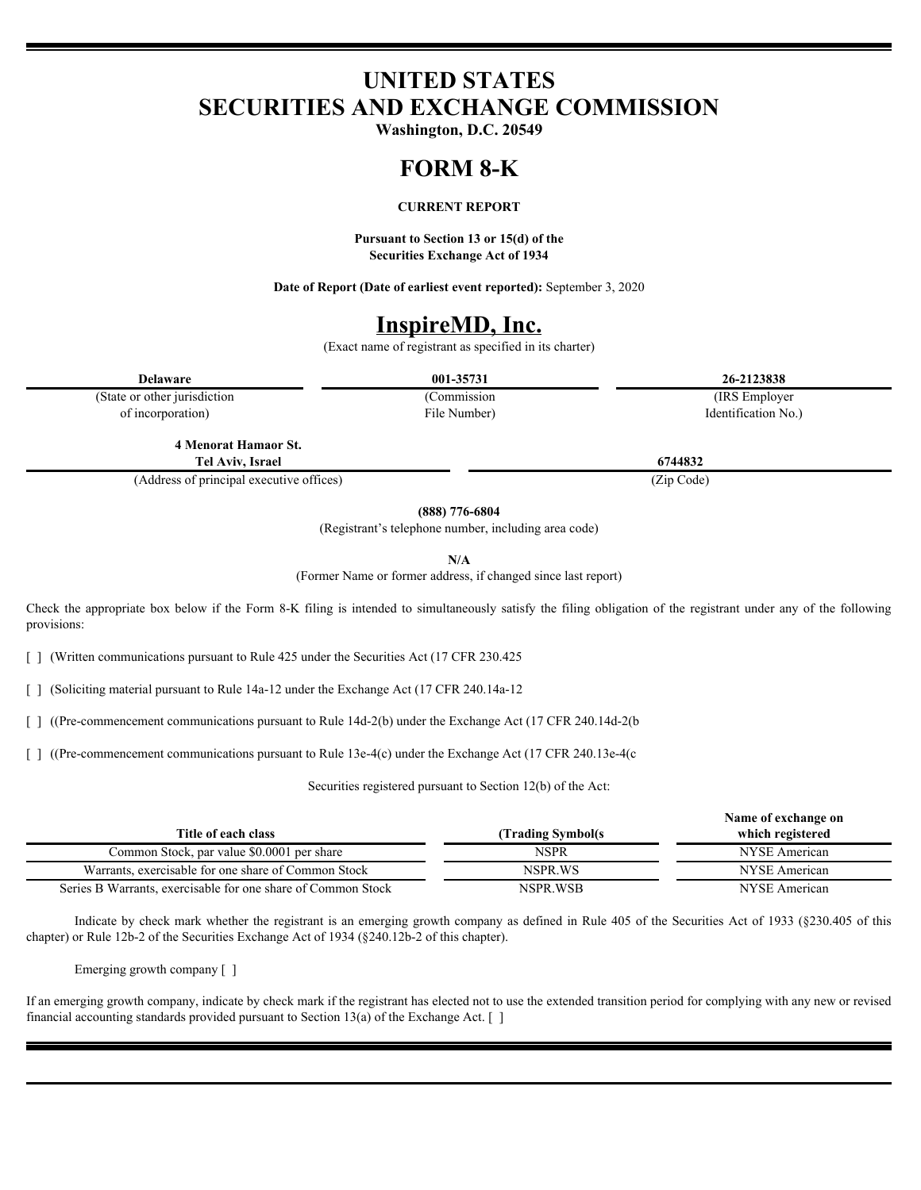# UNITED STATES
# SECURITIES AND EXCHANGE COMMISSION

**Washington, D.C. 20549**

# FORM 8-K

**CURRENT REPORT**

**Pursuant to Section 13 or 15(d) of the Securities Exchange Act of 1934**

**Date of Report (Date of earliest event reported):** September 3, 2020

# InspireMD, Inc.

(Exact name of registrant as specified in its charter)

| **Delaware** | **001-35731** | **26-2123838** |
|---|---|---|
| (State or other jurisdiction of incorporation) | (Commission File Number) | (IRS Employer Identification No.) |

| **4 Menorat Hamaor St. Tel Aviv, Israel** | **6744832** |
|---|---|
| (Address of principal executive offices) | (Zip Code) |

**(888) 776-6804**

(Registrant's telephone number, including area code)

**N/A**

(Former Name or former address, if changed since last report)

Check the appropriate box below if the Form 8-K filing is intended to simultaneously satisfy the filing obligation of the registrant under any of the following provisions:

[ ] (Written communications pursuant to Rule 425 under the Securities Act (17 CFR 230.425

[ ] (Soliciting material pursuant to Rule 14a-12 under the Exchange Act (17 CFR 240.14a-12

[ ] ((Pre-commencement communications pursuant to Rule 14d-2(b) under the Exchange Act (17 CFR 240.14d-2(b

[ ] ((Pre-commencement communications pursuant to Rule 13e-4(c) under the Exchange Act (17 CFR 240.13e-4(c

Securities registered pursuant to Section 12(b) of the Act:

| **Title of each class** | **(Trading Symbol(s** | **Name of exchange on which registered** |
|---|---|---|
| Common Stock, par value $0.0001 per share | NSPR | NYSE American |
| Warrants, exercisable for one share of Common Stock | NSPR.WS | NYSE American |
| Series B Warrants, exercisable for one share of Common Stock | NSPR.WSB | NYSE American |

Indicate by check mark whether the registrant is an emerging growth company as defined in Rule 405 of the Securities Act of 1933 (§230.405 of this chapter) or Rule 12b-2 of the Securities Exchange Act of 1934 (§240.12b-2 of this chapter).

Emerging growth company [ ]

If an emerging growth company, indicate by check mark if the registrant has elected not to use the extended transition period for complying with any new or revised financial accounting standards provided pursuant to Section 13(a) of the Exchange Act. [ ]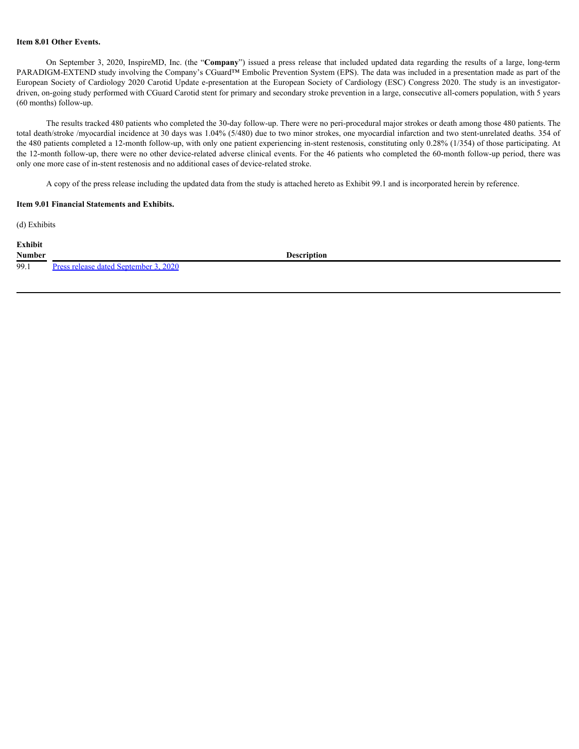**Item 8.01 Other Events.**

On September 3, 2020, InspireMD, Inc. (the "**Company**") issued a press release that included updated data regarding the results of a large, long-term PARADIGM-EXTEND study involving the Company's CGuard™ Embolic Prevention System (EPS). The data was included in a presentation made as part of the European Society of Cardiology 2020 Carotid Update e-presentation at the European Society of Cardiology (ESC) Congress 2020. The study is an investigator-driven, on-going study performed with CGuard Carotid stent for primary and secondary stroke prevention in a large, consecutive all-comers population, with 5 years (60 months) follow-up.

The results tracked 480 patients who completed the 30-day follow-up. There were no peri-procedural major strokes or death among those 480 patients. The total death/stroke /myocardial incidence at 30 days was 1.04% (5/480) due to two minor strokes, one myocardial infarction and two stent-unrelated deaths. 354 of the 480 patients completed a 12-month follow-up, with only one patient experiencing in-stent restenosis, constituting only 0.28% (1/354) of those participating. At the 12-month follow-up, there were no other device-related adverse clinical events. For the 46 patients who completed the 60-month follow-up period, there was only one more case of in-stent restenosis and no additional cases of device-related stroke.

A copy of the press release including the updated data from the study is attached hereto as Exhibit 99.1 and is incorporated herein by reference.

**Item 9.01 Financial Statements and Exhibits.**

(d) Exhibits

| Exhibit Number | Description |
|---|---|
| 99.1 | Press release dated September 3, 2020 |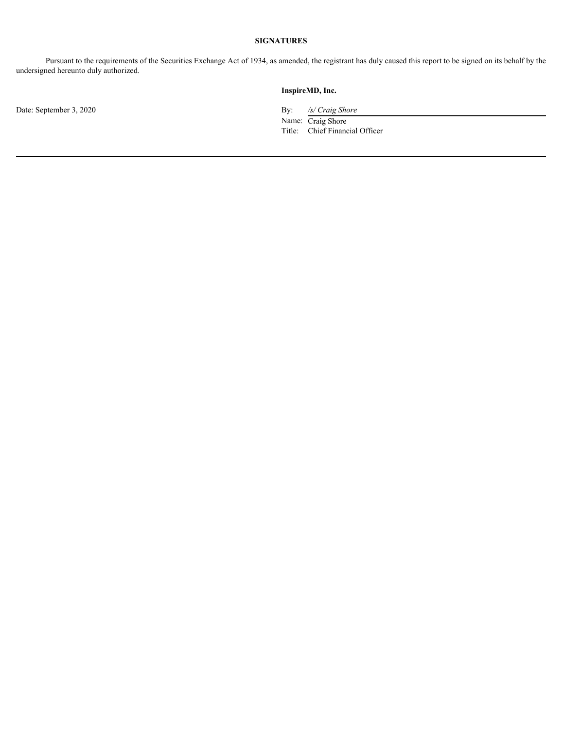## SIGNATURES

Pursuant to the requirements of the Securities Exchange Act of 1934, as amended, the registrant has duly caused this report to be signed on its behalf by the undersigned hereunto duly authorized.

**InspireMD, Inc.**

Date: September 3, 2020

By: */s/ Craig Shore*
Name: Craig Shore
Title: Chief Financial Officer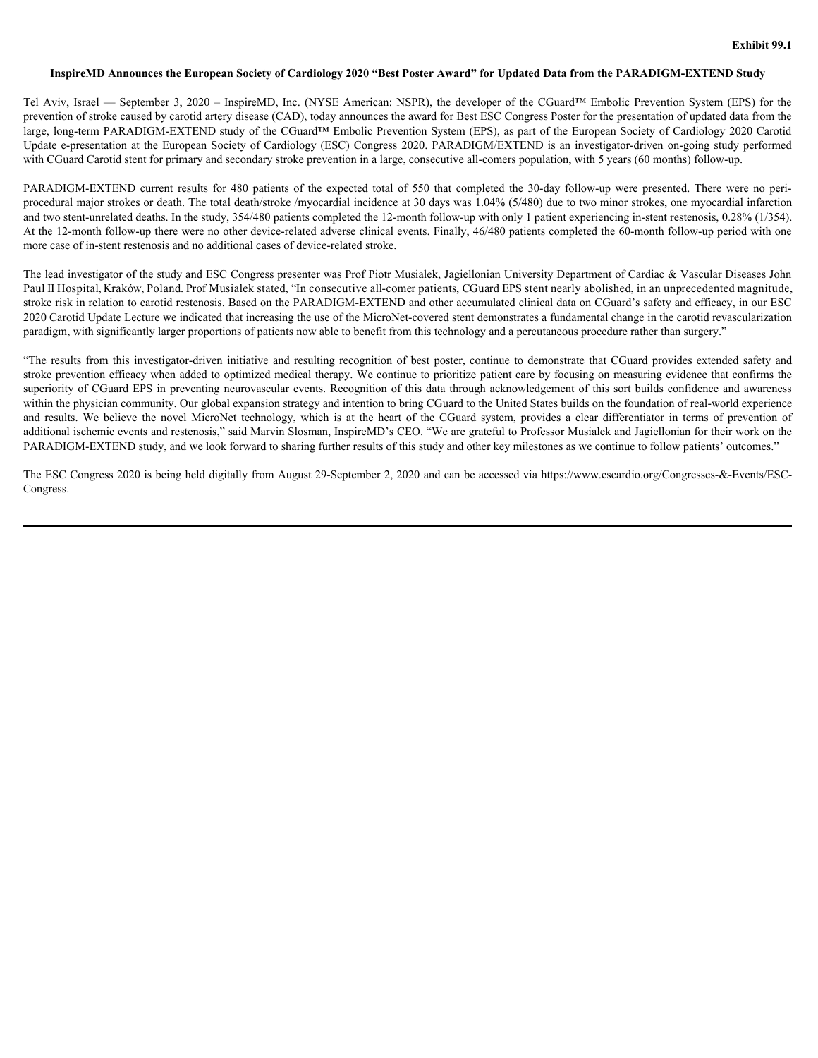Exhibit 99.1

**InspireMD Announces the European Society of Cardiology 2020 "Best Poster Award" for Updated Data from the PARADIGM-EXTEND Study**

Tel Aviv, Israel — September 3, 2020 – InspireMD, Inc. (NYSE American: NSPR), the developer of the CGuard™ Embolic Prevention System (EPS) for the prevention of stroke caused by carotid artery disease (CAD), today announces the award for Best ESC Congress Poster for the presentation of updated data from the large, long-term PARADIGM-EXTEND study of the CGuard™ Embolic Prevention System (EPS), as part of the European Society of Cardiology 2020 Carotid Update e-presentation at the European Society of Cardiology (ESC) Congress 2020. PARADIGM/EXTEND is an investigator-driven on-going study performed with CGuard Carotid stent for primary and secondary stroke prevention in a large, consecutive all-comers population, with 5 years (60 months) follow-up.

PARADIGM-EXTEND current results for 480 patients of the expected total of 550 that completed the 30-day follow-up were presented. There were no peri-procedural major strokes or death. The total death/stroke /myocardial incidence at 30 days was 1.04% (5/480) due to two minor strokes, one myocardial infarction and two stent-unrelated deaths. In the study, 354/480 patients completed the 12-month follow-up with only 1 patient experiencing in-stent restenosis, 0.28% (1/354). At the 12-month follow-up there were no other device-related adverse clinical events. Finally, 46/480 patients completed the 60-month follow-up period with one more case of in-stent restenosis and no additional cases of device-related stroke.

The lead investigator of the study and ESC Congress presenter was Prof Piotr Musialek, Jagiellonian University Department of Cardiac & Vascular Diseases John Paul II Hospital, Kraków, Poland. Prof Musialek stated, "In consecutive all-comer patients, CGuard EPS stent nearly abolished, in an unprecedented magnitude, stroke risk in relation to carotid restenosis. Based on the PARADIGM-EXTEND and other accumulated clinical data on CGuard's safety and efficacy, in our ESC 2020 Carotid Update Lecture we indicated that increasing the use of the MicroNet-covered stent demonstrates a fundamental change in the carotid revascularization paradigm, with significantly larger proportions of patients now able to benefit from this technology and a percutaneous procedure rather than surgery."

"The results from this investigator-driven initiative and resulting recognition of best poster, continue to demonstrate that CGuard provides extended safety and stroke prevention efficacy when added to optimized medical therapy. We continue to prioritize patient care by focusing on measuring evidence that confirms the superiority of CGuard EPS in preventing neurovascular events. Recognition of this data through acknowledgement of this sort builds confidence and awareness within the physician community. Our global expansion strategy and intention to bring CGuard to the United States builds on the foundation of real-world experience and results. We believe the novel MicroNet technology, which is at the heart of the CGuard system, provides a clear differentiator in terms of prevention of additional ischemic events and restenosis," said Marvin Slosman, InspireMD's CEO. "We are grateful to Professor Musialek and Jagiellonian for their work on the PARADIGM-EXTEND study, and we look forward to sharing further results of this study and other key milestones as we continue to follow patients' outcomes."

The ESC Congress 2020 is being held digitally from August 29-September 2, 2020 and can be accessed via https://www.escardio.org/Congresses-&-Events/ESC-Congress.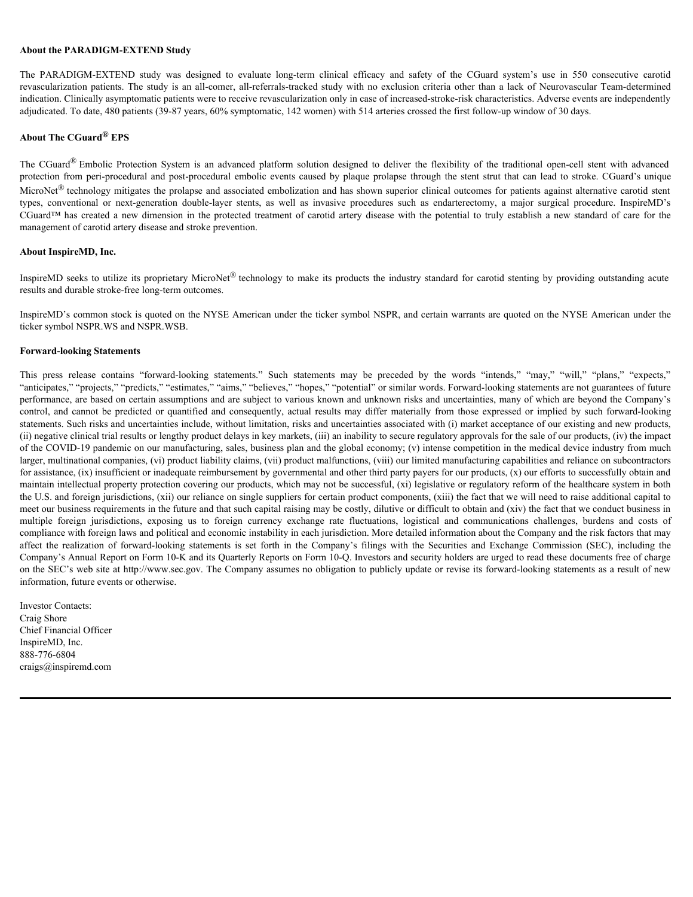**About the PARADIGM-EXTEND Study**

The PARADIGM-EXTEND study was designed to evaluate long-term clinical efficacy and safety of the CGuard system's use in 550 consecutive carotid revascularization patients. The study is an all-comer, all-referrals-tracked study with no exclusion criteria other than a lack of Neurovascular Team-determined indication. Clinically asymptomatic patients were to receive revascularization only in case of increased-stroke-risk characteristics. Adverse events are independently adjudicated. To date, 480 patients (39-87 years, 60% symptomatic, 142 women) with 514 arteries crossed the first follow-up window of 30 days.

**About The CGuard® EPS**

The CGuard® Embolic Protection System is an advanced platform solution designed to deliver the flexibility of the traditional open-cell stent with advanced protection from peri-procedural and post-procedural embolic events caused by plaque prolapse through the stent strut that can lead to stroke. CGuard's unique MicroNet® technology mitigates the prolapse and associated embolization and has shown superior clinical outcomes for patients against alternative carotid stent types, conventional or next-generation double-layer stents, as well as invasive procedures such as endarterectomy, a major surgical procedure. InspireMD's CGuard™ has created a new dimension in the protected treatment of carotid artery disease with the potential to truly establish a new standard of care for the management of carotid artery disease and stroke prevention.

**About InspireMD, Inc.**

InspireMD seeks to utilize its proprietary MicroNet® technology to make its products the industry standard for carotid stenting by providing outstanding acute results and durable stroke-free long-term outcomes.

InspireMD's common stock is quoted on the NYSE American under the ticker symbol NSPR, and certain warrants are quoted on the NYSE American under the ticker symbol NSPR.WS and NSPR.WSB.

**Forward-looking Statements**

This press release contains "forward-looking statements." Such statements may be preceded by the words "intends," "may," "will," "plans," "expects," "anticipates," "projects," "predicts," "estimates," "aims," "believes," "hopes," "potential" or similar words. Forward-looking statements are not guarantees of future performance, are based on certain assumptions and are subject to various known and unknown risks and uncertainties, many of which are beyond the Company's control, and cannot be predicted or quantified and consequently, actual results may differ materially from those expressed or implied by such forward-looking statements. Such risks and uncertainties include, without limitation, risks and uncertainties associated with (i) market acceptance of our existing and new products, (ii) negative clinical trial results or lengthy product delays in key markets, (iii) an inability to secure regulatory approvals for the sale of our products, (iv) the impact of the COVID-19 pandemic on our manufacturing, sales, business plan and the global economy; (v) intense competition in the medical device industry from much larger, multinational companies, (vi) product liability claims, (vii) product malfunctions, (viii) our limited manufacturing capabilities and reliance on subcontractors for assistance, (ix) insufficient or inadequate reimbursement by governmental and other third party payers for our products, (x) our efforts to successfully obtain and maintain intellectual property protection covering our products, which may not be successful, (xi) legislative or regulatory reform of the healthcare system in both the U.S. and foreign jurisdictions, (xii) our reliance on single suppliers for certain product components, (xiii) the fact that we will need to raise additional capital to meet our business requirements in the future and that such capital raising may be costly, dilutive or difficult to obtain and (xiv) the fact that we conduct business in multiple foreign jurisdictions, exposing us to foreign currency exchange rate fluctuations, logistical and communications challenges, burdens and costs of compliance with foreign laws and political and economic instability in each jurisdiction. More detailed information about the Company and the risk factors that may affect the realization of forward-looking statements is set forth in the Company's filings with the Securities and Exchange Commission (SEC), including the Company's Annual Report on Form 10-K and its Quarterly Reports on Form 10-Q. Investors and security holders are urged to read these documents free of charge on the SEC's web site at http://www.sec.gov. The Company assumes no obligation to publicly update or revise its forward-looking statements as a result of new information, future events or otherwise.

Investor Contacts:
Craig Shore
Chief Financial Officer
InspireMD, Inc.
888-776-6804
craigs@inspiremd.com